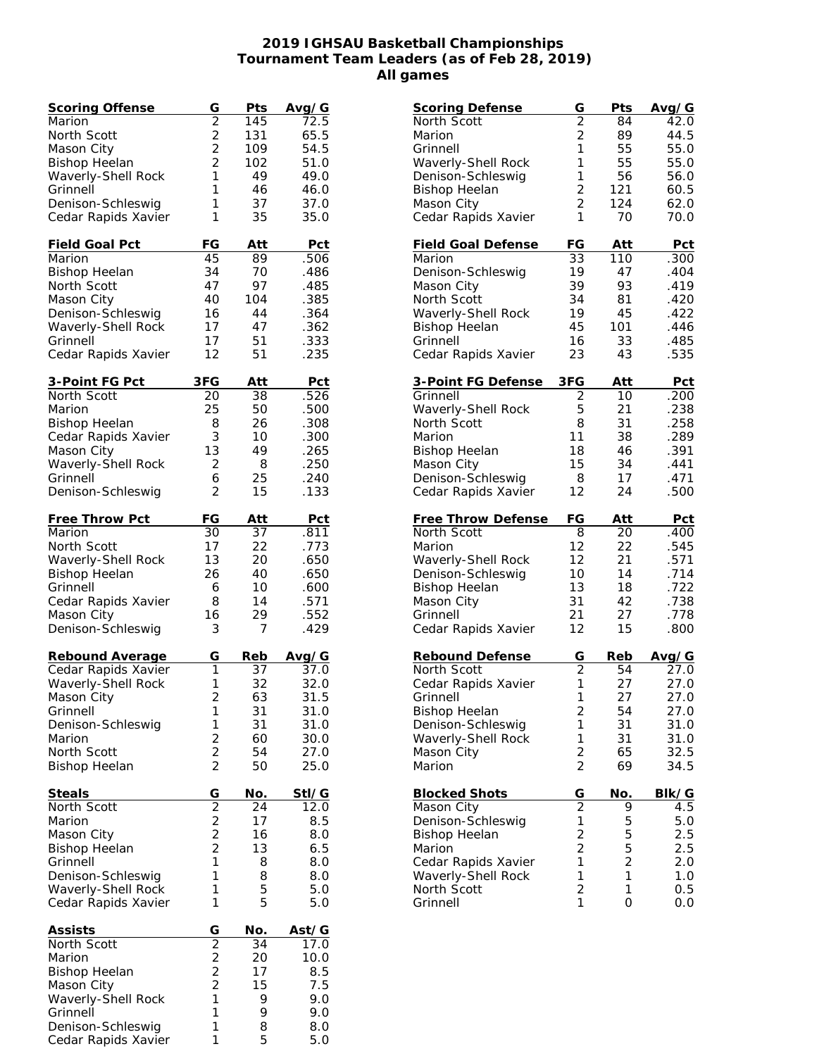# 2019 IGHSAU Basketball Championships
## Tournament Team Leaders (as of Feb 28, 2019)
### All games

| Scoring Offense | G | Pts | Avg/G |
|---|---|---|---|
| Marion | 2 | 145 | 72.5 |
| North Scott | 2 | 131 | 65.5 |
| Mason City | 2 | 109 | 54.5 |
| Bishop Heelan | 2 | 102 | 51.0 |
| Waverly-Shell Rock | 1 | 49 | 49.0 |
| Grinnell | 1 | 46 | 46.0 |
| Denison-Schleswig | 1 | 37 | 37.0 |
| Cedar Rapids Xavier | 1 | 35 | 35.0 |

| Field Goal Pct | FG | Att | Pct |
|---|---|---|---|
| Marion | 45 | 89 | .506 |
| Bishop Heelan | 34 | 70 | .486 |
| North Scott | 47 | 97 | .485 |
| Mason City | 40 | 104 | .385 |
| Denison-Schleswig | 16 | 44 | .364 |
| Waverly-Shell Rock | 17 | 47 | .362 |
| Grinnell | 17 | 51 | .333 |
| Cedar Rapids Xavier | 12 | 51 | .235 |

| 3-Point FG Pct | 3FG | Att | Pct |
|---|---|---|---|
| North Scott | 20 | 38 | .526 |
| Marion | 25 | 50 | .500 |
| Bishop Heelan | 8 | 26 | .308 |
| Cedar Rapids Xavier | 3 | 10 | .300 |
| Mason City | 13 | 49 | .265 |
| Waverly-Shell Rock | 2 | 8 | .250 |
| Grinnell | 6 | 25 | .240 |
| Denison-Schleswig | 2 | 15 | .133 |

| Free Throw Pct | FG | Att | Pct |
|---|---|---|---|
| Marion | 30 | 37 | .811 |
| North Scott | 17 | 22 | .773 |
| Waverly-Shell Rock | 13 | 20 | .650 |
| Bishop Heelan | 26 | 40 | .650 |
| Grinnell | 6 | 10 | .600 |
| Cedar Rapids Xavier | 8 | 14 | .571 |
| Mason City | 16 | 29 | .552 |
| Denison-Schleswig | 3 | 7 | .429 |

| Rebound Average | G | Reb | Avg/G |
|---|---|---|---|
| Cedar Rapids Xavier | 1 | 37 | 37.0 |
| Waverly-Shell Rock | 1 | 32 | 32.0 |
| Mason City | 2 | 63 | 31.5 |
| Grinnell | 1 | 31 | 31.0 |
| Denison-Schleswig | 1 | 31 | 31.0 |
| Marion | 2 | 60 | 30.0 |
| North Scott | 2 | 54 | 27.0 |
| Bishop Heelan | 2 | 50 | 25.0 |

| Steals | G | No. | Stl/G |
|---|---|---|---|
| North Scott | 2 | 24 | 12.0 |
| Marion | 2 | 17 | 8.5 |
| Mason City | 2 | 16 | 8.0 |
| Bishop Heelan | 2 | 13 | 6.5 |
| Grinnell | 1 | 8 | 8.0 |
| Denison-Schleswig | 1 | 8 | 8.0 |
| Waverly-Shell Rock | 1 | 5 | 5.0 |
| Cedar Rapids Xavier | 1 | 5 | 5.0 |

| Assists | G | No. | Ast/G |
|---|---|---|---|
| North Scott | 2 | 34 | 17.0 |
| Marion | 2 | 20 | 10.0 |
| Bishop Heelan | 2 | 17 | 8.5 |
| Mason City | 2 | 15 | 7.5 |
| Waverly-Shell Rock | 1 | 9 | 9.0 |
| Grinnell | 1 | 9 | 9.0 |
| Denison-Schleswig | 1 | 8 | 8.0 |
| Cedar Rapids Xavier | 1 | 5 | 5.0 |

| Scoring Defense | G | Pts | Avg/G |
|---|---|---|---|
| North Scott | 2 | 84 | 42.0 |
| Marion | 2 | 89 | 44.5 |
| Grinnell | 1 | 55 | 55.0 |
| Waverly-Shell Rock | 1 | 55 | 55.0 |
| Denison-Schleswig | 1 | 56 | 56.0 |
| Bishop Heelan | 2 | 121 | 60.5 |
| Mason City | 2 | 124 | 62.0 |
| Cedar Rapids Xavier | 1 | 70 | 70.0 |

| Field Goal Defense | FG | Att | Pct |
|---|---|---|---|
| Marion | 33 | 110 | .300 |
| Denison-Schleswig | 19 | 47 | .404 |
| Mason City | 39 | 93 | .419 |
| North Scott | 34 | 81 | .420 |
| Waverly-Shell Rock | 19 | 45 | .422 |
| Bishop Heelan | 45 | 101 | .446 |
| Grinnell | 16 | 33 | .485 |
| Cedar Rapids Xavier | 23 | 43 | .535 |

| 3-Point FG Defense | 3FG | Att | Pct |
|---|---|---|---|
| Grinnell | 2 | 10 | .200 |
| Waverly-Shell Rock | 5 | 21 | .238 |
| North Scott | 8 | 31 | .258 |
| Marion | 11 | 38 | .289 |
| Bishop Heelan | 18 | 46 | .391 |
| Mason City | 15 | 34 | .441 |
| Denison-Schleswig | 8 | 17 | .471 |
| Cedar Rapids Xavier | 12 | 24 | .500 |

| Free Throw Defense | FG | Att | Pct |
|---|---|---|---|
| North Scott | 8 | 20 | .400 |
| Marion | 12 | 22 | .545 |
| Waverly-Shell Rock | 12 | 21 | .571 |
| Denison-Schleswig | 10 | 14 | .714 |
| Bishop Heelan | 13 | 18 | .722 |
| Mason City | 31 | 42 | .738 |
| Grinnell | 21 | 27 | .778 |
| Cedar Rapids Xavier | 12 | 15 | .800 |

| Rebound Defense | G | Reb | Avg/G |
|---|---|---|---|
| North Scott | 2 | 54 | 27.0 |
| Cedar Rapids Xavier | 1 | 27 | 27.0 |
| Grinnell | 1 | 27 | 27.0 |
| Bishop Heelan | 2 | 54 | 27.0 |
| Denison-Schleswig | 1 | 31 | 31.0 |
| Waverly-Shell Rock | 1 | 31 | 31.0 |
| Mason City | 2 | 65 | 32.5 |
| Marion | 2 | 69 | 34.5 |

| Blocked Shots | G | No. | Blk/G |
|---|---|---|---|
| Mason City | 2 | 9 | 4.5 |
| Denison-Schleswig | 1 | 5 | 5.0 |
| Bishop Heelan | 2 | 5 | 2.5 |
| Marion | 2 | 5 | 2.5 |
| Cedar Rapids Xavier | 1 | 2 | 2.0 |
| Waverly-Shell Rock | 1 | 1 | 1.0 |
| North Scott | 2 | 1 | 0.5 |
| Grinnell | 1 | 0 | 0.0 |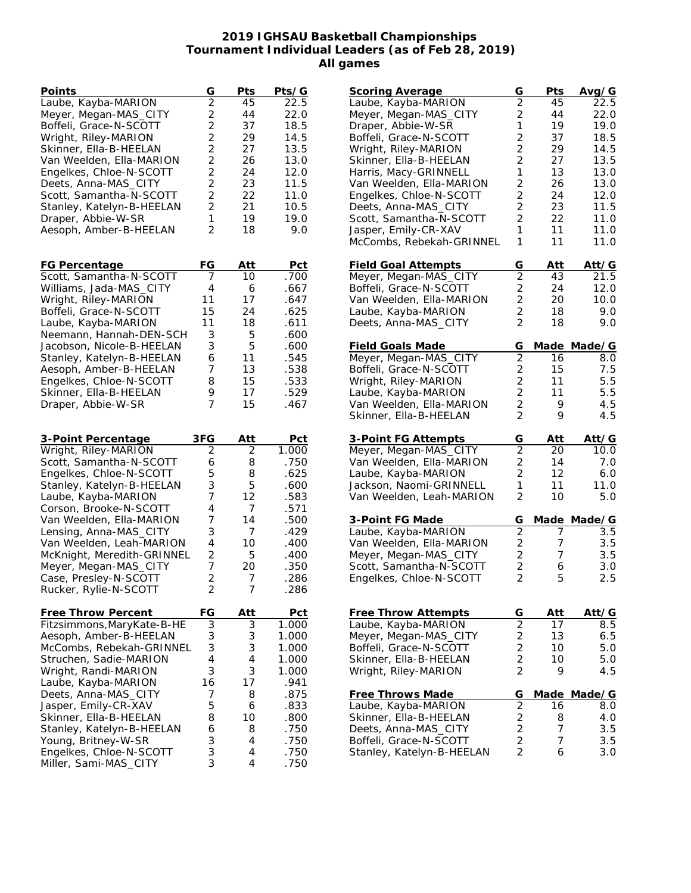# 2019 IGHSAU Basketball Championships
## Tournament Individual Leaders (as of Feb 28, 2019)
### All games

| Points | G | Pts | Pts/G |
|---|---|---|---|
| Laube, Kayba-MARION | 2 | 45 | 22.5 |
| Meyer, Megan-MAS_CITY | 2 | 44 | 22.0 |
| Boffeli, Grace-N-SCOTT | 2 | 37 | 18.5 |
| Wright, Riley-MARION | 2 | 29 | 14.5 |
| Skinner, Ella-B-HEELAN | 2 | 27 | 13.5 |
| Van Weelden, Ella-MARION | 2 | 26 | 13.0 |
| Engelkes, Chloe-N-SCOTT | 2 | 24 | 12.0 |
| Deets, Anna-MAS_CITY | 2 | 23 | 11.5 |
| Scott, Samantha-N-SCOTT | 2 | 22 | 11.0 |
| Stanley, Katelyn-B-HEELAN | 2 | 21 | 10.5 |
| Draper, Abbie-W-SR | 1 | 19 | 19.0 |
| Aesoph, Amber-B-HEELAN | 2 | 18 | 9.0 |

| FG Percentage | FG | Att | Pct |
|---|---|---|---|
| Scott, Samantha-N-SCOTT | 7 | 10 | .700 |
| Williams, Jada-MAS_CITY | 4 | 6 | .667 |
| Wright, Riley-MARION | 11 | 17 | .647 |
| Boffeli, Grace-N-SCOTT | 15 | 24 | .625 |
| Laube, Kayba-MARION | 11 | 18 | .611 |
| Neemann, Hannah-DEN-SCH | 3 | 5 | .600 |
| Jacobson, Nicole-B-HEELAN | 3 | 5 | .600 |
| Stanley, Katelyn-B-HEELAN | 6 | 11 | .545 |
| Aesoph, Amber-B-HEELAN | 7 | 13 | .538 |
| Engelkes, Chloe-N-SCOTT | 8 | 15 | .533 |
| Skinner, Ella-B-HEELAN | 9 | 17 | .529 |
| Draper, Abbie-W-SR | 7 | 15 | .467 |

| 3-Point Percentage | 3FG | Att | Pct |
|---|---|---|---|
| Wright, Riley-MARION | 2 | 2 | 1.000 |
| Scott, Samantha-N-SCOTT | 6 | 8 | .750 |
| Engelkes, Chloe-N-SCOTT | 5 | 8 | .625 |
| Stanley, Katelyn-B-HEELAN | 3 | 5 | .600 |
| Laube, Kayba-MARION | 7 | 12 | .583 |
| Corson, Brooke-N-SCOTT | 4 | 7 | .571 |
| Van Weelden, Ella-MARION | 7 | 14 | .500 |
| Lensing, Anna-MAS_CITY | 3 | 7 | .429 |
| Van Weelden, Leah-MARION | 4 | 10 | .400 |
| McKnight, Meredith-GRINNEL | 2 | 5 | .400 |
| Meyer, Megan-MAS_CITY | 7 | 20 | .350 |
| Case, Presley-N-SCOTT | 2 | 7 | .286 |
| Rucker, Rylie-N-SCOTT | 2 | 7 | .286 |

| Free Throw Percent | FG | Att | Pct |
|---|---|---|---|
| Fitzsimmons,MaryKate-B-HE | 3 | 3 | 1.000 |
| Aesoph, Amber-B-HEELAN | 3 | 3 | 1.000 |
| McCombs, Rebekah-GRINNEL | 3 | 3 | 1.000 |
| Struchen, Sadie-MARION | 4 | 4 | 1.000 |
| Wright, Randi-MARION | 3 | 3 | 1.000 |
| Laube, Kayba-MARION | 16 | 17 | .941 |
| Deets, Anna-MAS_CITY | 7 | 8 | .875 |
| Jasper, Emily-CR-XAV | 5 | 6 | .833 |
| Skinner, Ella-B-HEELAN | 8 | 10 | .800 |
| Stanley, Katelyn-B-HEELAN | 6 | 8 | .750 |
| Young, Britney-W-SR | 3 | 4 | .750 |
| Engelkes, Chloe-N-SCOTT | 3 | 4 | .750 |
| Miller, Sami-MAS_CITY | 3 | 4 | .750 |

| Scoring Average | G | Pts | Avg/G |
|---|---|---|---|
| Laube, Kayba-MARION | 2 | 45 | 22.5 |
| Meyer, Megan-MAS_CITY | 2 | 44 | 22.0 |
| Draper, Abbie-W-SR | 1 | 19 | 19.0 |
| Boffeli, Grace-N-SCOTT | 2 | 37 | 18.5 |
| Wright, Riley-MARION | 2 | 29 | 14.5 |
| Skinner, Ella-B-HEELAN | 2 | 27 | 13.5 |
| Harris, Macy-GRINNELL | 1 | 13 | 13.0 |
| Van Weelden, Ella-MARION | 2 | 26 | 13.0 |
| Engelkes, Chloe-N-SCOTT | 2 | 24 | 12.0 |
| Deets, Anna-MAS_CITY | 2 | 23 | 11.5 |
| Scott, Samantha-N-SCOTT | 2 | 22 | 11.0 |
| Jasper, Emily-CR-XAV | 1 | 11 | 11.0 |
| McCombs, Rebekah-GRINNEL | 1 | 11 | 11.0 |

| Field Goal Attempts | G | Att | Att/G |
|---|---|---|---|
| Meyer, Megan-MAS_CITY | 2 | 43 | 21.5 |
| Boffeli, Grace-N-SCOTT | 2 | 24 | 12.0 |
| Van Weelden, Ella-MARION | 2 | 20 | 10.0 |
| Laube, Kayba-MARION | 2 | 18 | 9.0 |
| Deets, Anna-MAS_CITY | 2 | 18 | 9.0 |

| Field Goals Made | G | Made | Made/G |
|---|---|---|---|
| Meyer, Megan-MAS_CITY | 2 | 16 | 8.0 |
| Boffeli, Grace-N-SCOTT | 2 | 15 | 7.5 |
| Wright, Riley-MARION | 2 | 11 | 5.5 |
| Laube, Kayba-MARION | 2 | 11 | 5.5 |
| Van Weelden, Ella-MARION | 2 | 9 | 4.5 |
| Skinner, Ella-B-HEELAN | 2 | 9 | 4.5 |

| 3-Point FG Attempts | G | Att | Att/G |
|---|---|---|---|
| Meyer, Megan-MAS_CITY | 2 | 20 | 10.0 |
| Van Weelden, Ella-MARION | 2 | 14 | 7.0 |
| Laube, Kayba-MARION | 2 | 12 | 6.0 |
| Jackson, Naomi-GRINNELL | 1 | 11 | 11.0 |
| Van Weelden, Leah-MARION | 2 | 10 | 5.0 |

| 3-Point FG Made | G | Made | Made/G |
|---|---|---|---|
| Laube, Kayba-MARION | 2 | 7 | 3.5 |
| Van Weelden, Ella-MARION | 2 | 7 | 3.5 |
| Meyer, Megan-MAS_CITY | 2 | 7 | 3.5 |
| Scott, Samantha-N-SCOTT | 2 | 6 | 3.0 |
| Engelkes, Chloe-N-SCOTT | 2 | 5 | 2.5 |

| Free Throw Attempts | G | Att | Att/G |
|---|---|---|---|
| Laube, Kayba-MARION | 2 | 17 | 8.5 |
| Meyer, Megan-MAS_CITY | 2 | 13 | 6.5 |
| Boffeli, Grace-N-SCOTT | 2 | 10 | 5.0 |
| Skinner, Ella-B-HEELAN | 2 | 10 | 5.0 |
| Wright, Riley-MARION | 2 | 9 | 4.5 |

| Free Throws Made | G | Made | Made/G |
|---|---|---|---|
| Laube, Kayba-MARION | 2 | 16 | 8.0 |
| Skinner, Ella-B-HEELAN | 2 | 8 | 4.0 |
| Deets, Anna-MAS_CITY | 2 | 7 | 3.5 |
| Boffeli, Grace-N-SCOTT | 2 | 7 | 3.5 |
| Stanley, Katelyn-B-HEELAN | 2 | 6 | 3.0 |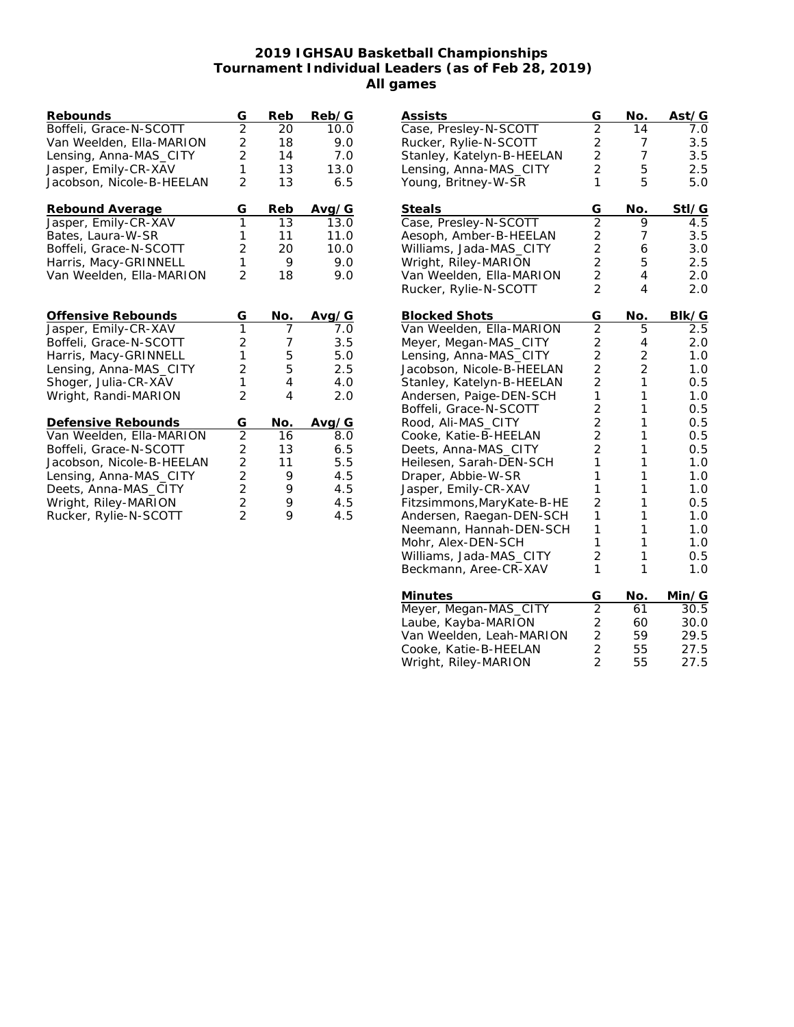# 2019 IGHSAU Basketball Championships
## Tournament Individual Leaders (as of Feb 28, 2019)
### All games

| Rebounds | G | Reb | Reb/G |
|---|---|---|---|
| Boffeli, Grace-N-SCOTT | 2 | 20 | 10.0 |
| Van Weelden, Ella-MARION | 2 | 18 | 9.0 |
| Lensing, Anna-MAS_CITY | 2 | 14 | 7.0 |
| Jasper, Emily-CR-XAV | 1 | 13 | 13.0 |
| Jacobson, Nicole-B-HEELAN | 2 | 13 | 6.5 |

| Rebound Average | G | Reb | Avg/G |
|---|---|---|---|
| Jasper, Emily-CR-XAV | 1 | 13 | 13.0 |
| Bates, Laura-W-SR | 1 | 11 | 11.0 |
| Boffeli, Grace-N-SCOTT | 2 | 20 | 10.0 |
| Harris, Macy-GRINNELL | 1 | 9 | 9.0 |
| Van Weelden, Ella-MARION | 2 | 18 | 9.0 |

| Offensive Rebounds | G | No. | Avg/G |
|---|---|---|---|
| Jasper, Emily-CR-XAV | 1 | 7 | 7.0 |
| Boffeli, Grace-N-SCOTT | 2 | 7 | 3.5 |
| Harris, Macy-GRINNELL | 1 | 5 | 5.0 |
| Lensing, Anna-MAS_CITY | 2 | 5 | 2.5 |
| Shoger, Julia-CR-XAV | 1 | 4 | 4.0 |
| Wright, Randi-MARION | 2 | 4 | 2.0 |

| Defensive Rebounds | G | No. | Avg/G |
|---|---|---|---|
| Van Weelden, Ella-MARION | 2 | 16 | 8.0 |
| Boffeli, Grace-N-SCOTT | 2 | 13 | 6.5 |
| Jacobson, Nicole-B-HEELAN | 2 | 11 | 5.5 |
| Lensing, Anna-MAS_CITY | 2 | 9 | 4.5 |
| Deets, Anna-MAS_CITY | 2 | 9 | 4.5 |
| Wright, Riley-MARION | 2 | 9 | 4.5 |
| Rucker, Rylie-N-SCOTT | 2 | 9 | 4.5 |

| Assists | G | No. | Ast/G |
|---|---|---|---|
| Case, Presley-N-SCOTT | 2 | 14 | 7.0 |
| Rucker, Rylie-N-SCOTT | 2 | 7 | 3.5 |
| Stanley, Katelyn-B-HEELAN | 2 | 7 | 3.5 |
| Lensing, Anna-MAS_CITY | 2 | 5 | 2.5 |
| Young, Britney-W-SR | 1 | 5 | 5.0 |

| Steals | G | No. | Stl/G |
|---|---|---|---|
| Case, Presley-N-SCOTT | 2 | 9 | 4.5 |
| Aesoph, Amber-B-HEELAN | 2 | 7 | 3.5 |
| Williams, Jada-MAS_CITY | 2 | 6 | 3.0 |
| Wright, Riley-MARION | 2 | 5 | 2.5 |
| Van Weelden, Ella-MARION | 2 | 4 | 2.0 |
| Rucker, Rylie-N-SCOTT | 2 | 4 | 2.0 |

| Blocked Shots | G | No. | Blk/G |
|---|---|---|---|
| Van Weelden, Ella-MARION | 2 | 5 | 2.5 |
| Meyer, Megan-MAS_CITY | 2 | 4 | 2.0 |
| Lensing, Anna-MAS_CITY | 2 | 2 | 1.0 |
| Jacobson, Nicole-B-HEELAN | 2 | 2 | 1.0 |
| Stanley, Katelyn-B-HEELAN | 2 | 1 | 0.5 |
| Andersen, Paige-DEN-SCH | 1 | 1 | 1.0 |
| Boffeli, Grace-N-SCOTT | 2 | 1 | 0.5 |
| Rood, Ali-MAS_CITY | 2 | 1 | 0.5 |
| Cooke, Katie-B-HEELAN | 2 | 1 | 0.5 |
| Deets, Anna-MAS_CITY | 2 | 1 | 0.5 |
| Heilesen, Sarah-DEN-SCH | 1 | 1 | 1.0 |
| Draper, Abbie-W-SR | 1 | 1 | 1.0 |
| Jasper, Emily-CR-XAV | 1 | 1 | 1.0 |
| Fitzsimmons,MaryKate-B-HE | 2 | 1 | 0.5 |
| Andersen, Raegan-DEN-SCH | 1 | 1 | 1.0 |
| Neemann, Hannah-DEN-SCH | 1 | 1 | 1.0 |
| Mohr, Alex-DEN-SCH | 1 | 1 | 1.0 |
| Williams, Jada-MAS_CITY | 2 | 1 | 0.5 |
| Beckmann, Aree-CR-XAV | 1 | 1 | 1.0 |

| Minutes | G | No. | Min/G |
|---|---|---|---|
| Meyer, Megan-MAS_CITY | 2 | 61 | 30.5 |
| Laube, Kayba-MARION | 2 | 60 | 30.0 |
| Van Weelden, Leah-MARION | 2 | 59 | 29.5 |
| Cooke, Katie-B-HEELAN | 2 | 55 | 27.5 |
| Wright, Riley-MARION | 2 | 55 | 27.5 |